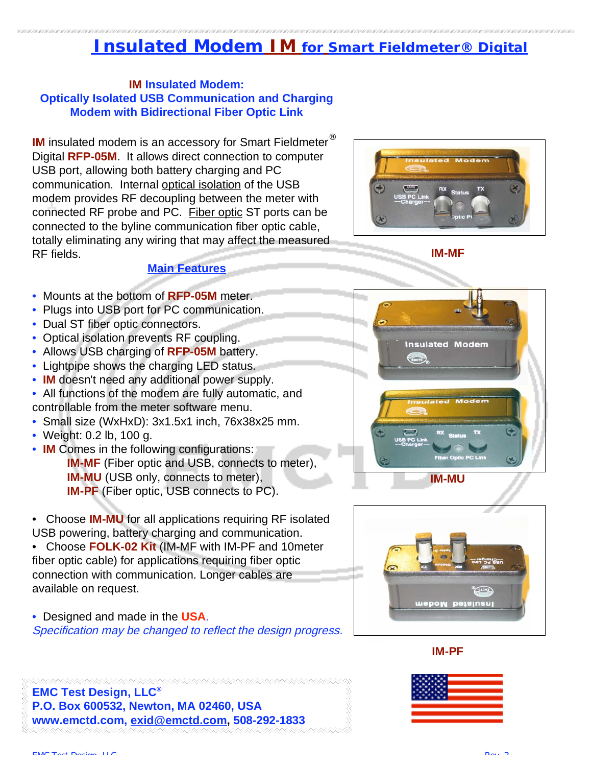# Insulated Modem IM for Smart Fieldmeter® Digital

**IM Insulated Modem:**
**Optically Isolated USB Communication and Charging Modem with Bidirectional Fiber Optic Link**

**IM** insulated modem is an accessory for Smart Fieldmeter® Digital **RFP-05M**. It allows direct connection to computer USB port, allowing both battery charging and PC communication. Internal optical isolation of the USB modem provides RF decoupling between the meter with connected RF probe and PC. Fiber optic ST ports can be connected to the byline communication fiber optic cable, totally eliminating any wiring that may affect the measured RF fields.

IM-MF

## Main Features

- Mounts at the bottom of **RFP-05M** meter.
- Plugs into USB port for PC communication.
- Dual ST fiber optic connectors.
- Optical isolation prevents RF coupling.
- Allows USB charging of **RFP-05M** battery.
- Lightpipe shows the charging LED status.
- **IM** doesn't need any additional power supply.
- All functions of the modem are fully automatic, and controllable from the meter software menu.
- Small size (WxHxD): 3x1.5x1 inch, 76x38x25 mm.
- Weight: 0.2 lb, 100 g.
- **IM** Comes in the following configurations:
  - **IM-MF** (Fiber optic and USB, connects to meter),
  - **IM-MU** (USB only, connects to meter),
  - **IM-PF** (Fiber optic, USB connects to PC).

IM-MU

- Choose **IM-MU** for all applications requiring RF isolated USB powering, battery charging and communication.
- Choose **FOLK-02 Kit** (IM-MF with IM-PF and 10meter fiber optic cable) for applications requiring fiber optic connection with communication. Longer cables are available on request.

IM-PF

- Designed and made in the **USA**.

*Specification may be changed to reflect the design progress.*

**EMC Test Design, LLC®**
**P.O. Box 600532, Newton, MA 02460, USA**
**www.emctd.com, exid@emctd.com, 508-292-1833**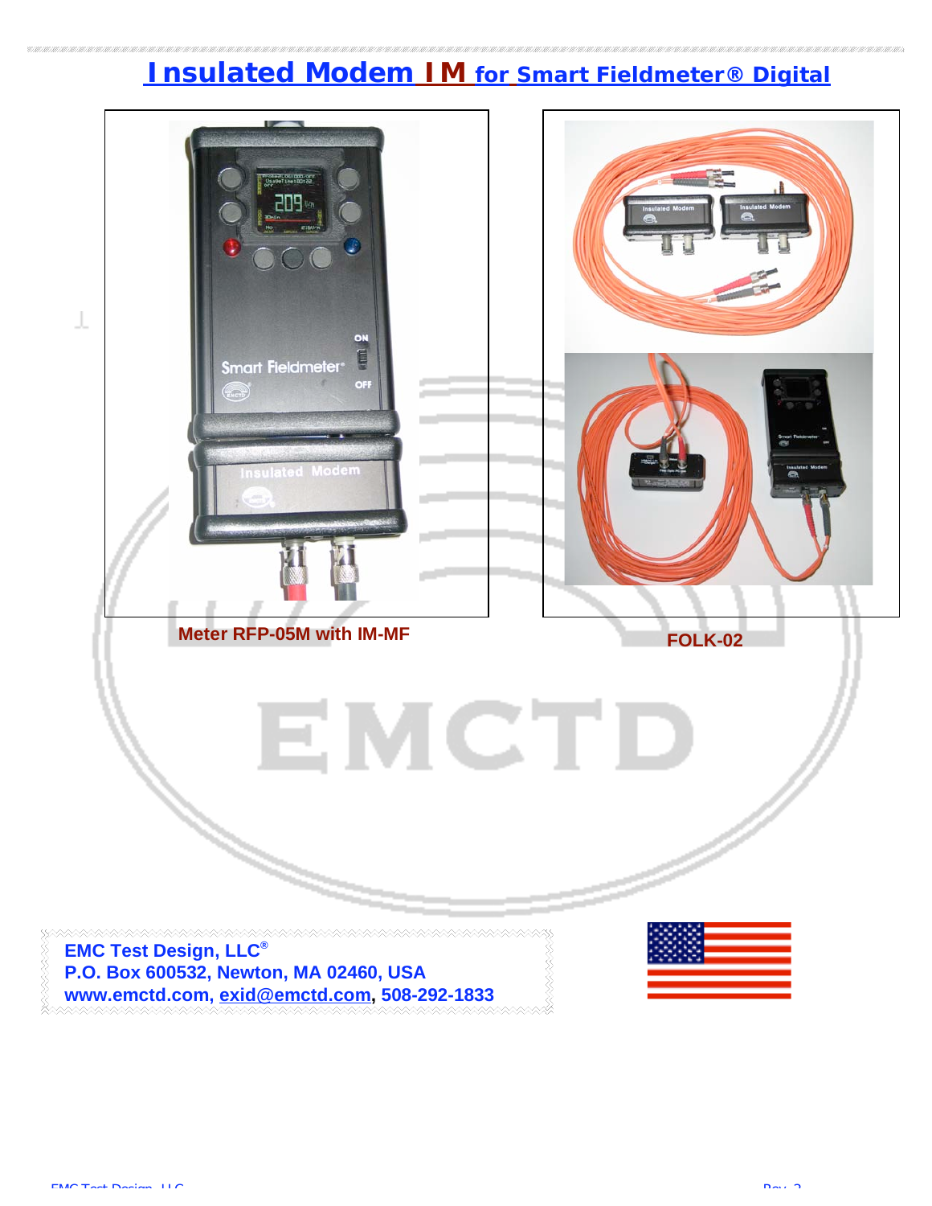# Insulated Modem IM for Smart Fieldmeter® Digital

Meter RFP-05M with IM-MF

FOLK-02

**EMC Test Design, LLC®**
**P.O. Box 600532, Newton, MA 02460, USA**
**www.emctd.com, exid@emctd.com, 508-292-1833**